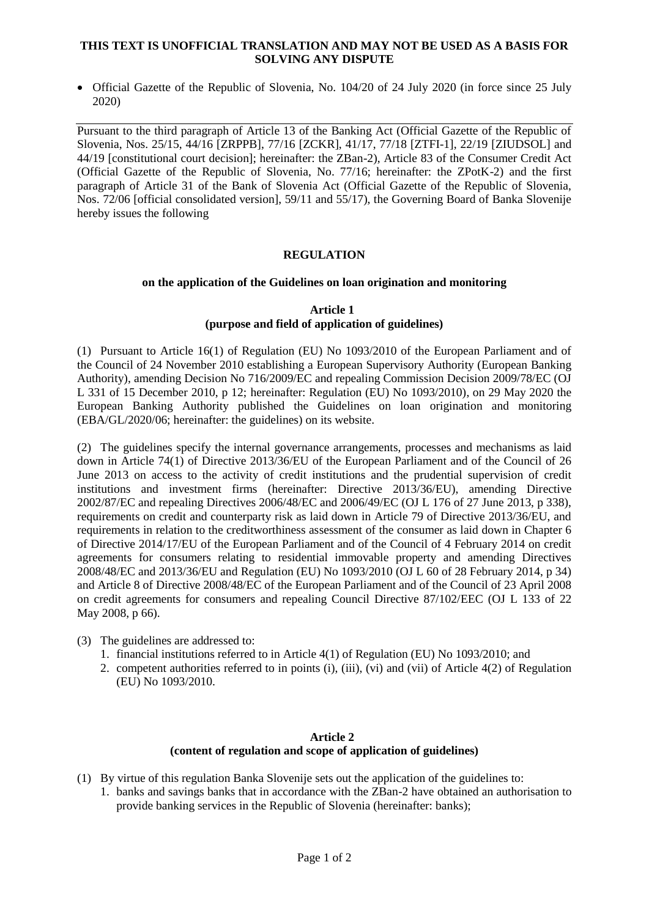**THIS TEXT IS UNOFFICIAL TRANSLATION AND MAY NOT BE USED AS A BASIS FOR SOLVING ANY DISPUTE**

- Official Gazette of the Republic of Slovenia, No. 104/20 of 24 July 2020 (in force since 25 July 2020)

---

Pursuant to the third paragraph of Article 13 of the Banking Act (Official Gazette of the Republic of Slovenia, Nos. 25/15, 44/16 [ZRPPB], 77/16 [ZCKR], 41/17, 77/18 [ZTFI-1], 22/19 [ZIUDSOL] and 44/19 [constitutional court decision]; hereinafter: the ZBan-2), Article 83 of the Consumer Credit Act (Official Gazette of the Republic of Slovenia, No. 77/16; hereinafter: the ZPotK-2) and the first paragraph of Article 31 of the Bank of Slovenia Act (Official Gazette of the Republic of Slovenia, Nos. 72/06 [official consolidated version], 59/11 and 55/17), the Governing Board of Banka Slovenije hereby issues the following

# REGULATION

## on the application of the Guidelines on loan origination and monitoring

### Article 1
### (purpose and field of application of guidelines)

(1) Pursuant to Article 16(1) of Regulation (EU) No 1093/2010 of the European Parliament and of the Council of 24 November 2010 establishing a European Supervisory Authority (European Banking Authority), amending Decision No 716/2009/EC and repealing Commission Decision 2009/78/EC (OJ L 331 of 15 December 2010, p 12; hereinafter: Regulation (EU) No 1093/2010), on 29 May 2020 the European Banking Authority published the Guidelines on loan origination and monitoring (EBA/GL/2020/06; hereinafter: the guidelines) on its website.

(2) The guidelines specify the internal governance arrangements, processes and mechanisms as laid down in Article 74(1) of Directive 2013/36/EU of the European Parliament and of the Council of 26 June 2013 on access to the activity of credit institutions and the prudential supervision of credit institutions and investment firms (hereinafter: Directive 2013/36/EU), amending Directive 2002/87/EC and repealing Directives 2006/48/EC and 2006/49/EC (OJ L 176 of 27 June 2013, p 338), requirements on credit and counterparty risk as laid down in Article 79 of Directive 2013/36/EU, and requirements in relation to the creditworthiness assessment of the consumer as laid down in Chapter 6 of Directive 2014/17/EU of the European Parliament and of the Council of 4 February 2014 on credit agreements for consumers relating to residential immovable property and amending Directives 2008/48/EC and 2013/36/EU and Regulation (EU) No 1093/2010 (OJ L 60 of 28 February 2014, p 34) and Article 8 of Directive 2008/48/EC of the European Parliament and of the Council of 23 April 2008 on credit agreements for consumers and repealing Council Directive 87/102/EEC (OJ L 133 of 22 May 2008, p 66).

(3) The guidelines are addressed to:
1. financial institutions referred to in Article 4(1) of Regulation (EU) No 1093/2010; and
2. competent authorities referred to in points (i), (iii), (vi) and (vii) of Article 4(2) of Regulation (EU) No 1093/2010.

### Article 2
### (content of regulation and scope of application of guidelines)

(1) By virtue of this regulation Banka Slovenije sets out the application of the guidelines to:
1. banks and savings banks that in accordance with the ZBan-2 have obtained an authorisation to provide banking services in the Republic of Slovenia (hereinafter: banks);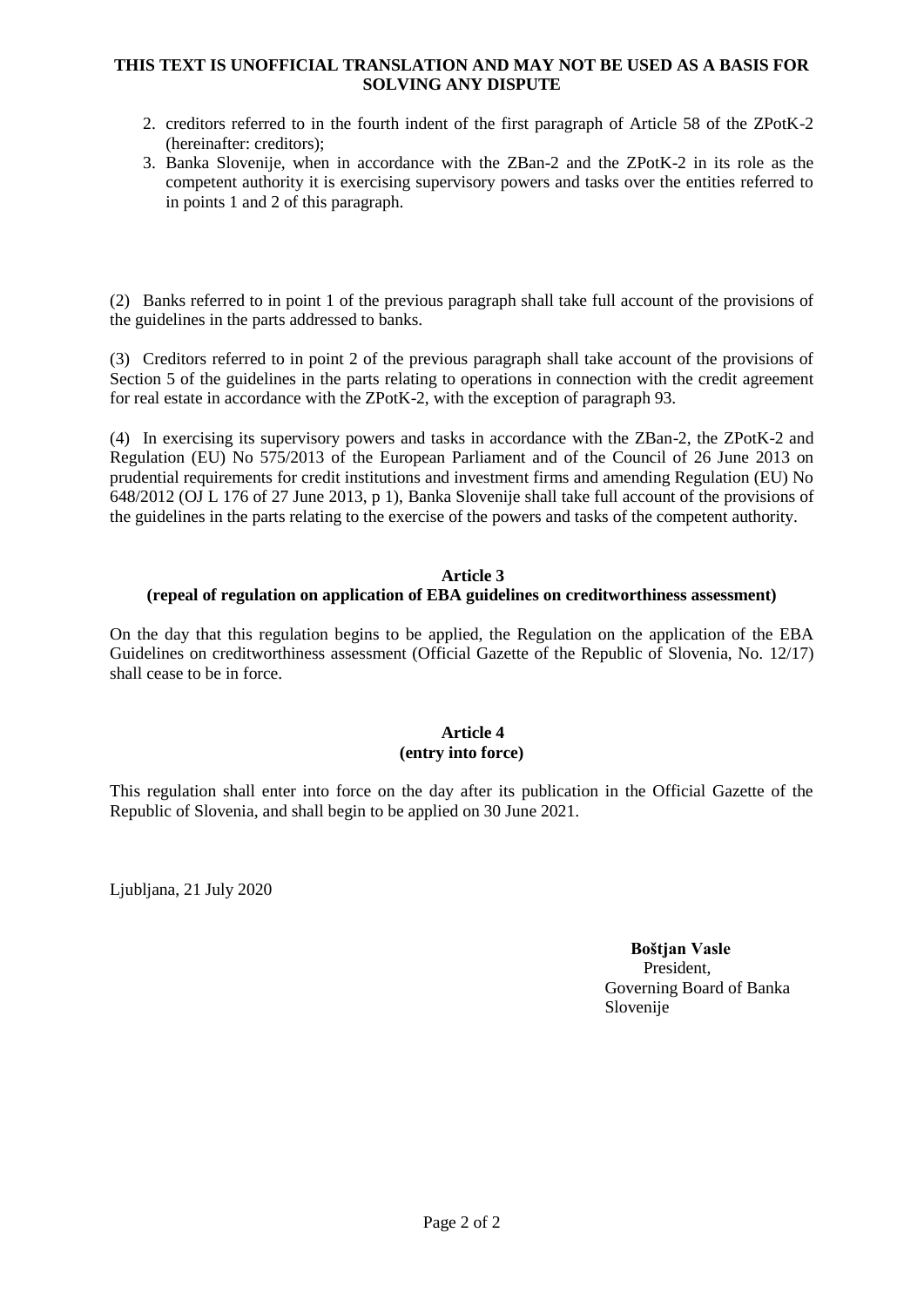**THIS TEXT IS UNOFFICIAL TRANSLATION AND MAY NOT BE USED AS A BASIS FOR SOLVING ANY DISPUTE**

2. creditors referred to in the fourth indent of the first paragraph of Article 58 of the ZPotK-2 (hereinafter: creditors);
3. Banka Slovenije, when in accordance with the ZBan-2 and the ZPotK-2 in its role as the competent authority it is exercising supervisory powers and tasks over the entities referred to in points 1 and 2 of this paragraph.

(2) Banks referred to in point 1 of the previous paragraph shall take full account of the provisions of the guidelines in the parts addressed to banks.

(3) Creditors referred to in point 2 of the previous paragraph shall take account of the provisions of Section 5 of the guidelines in the parts relating to operations in connection with the credit agreement for real estate in accordance with the ZPotK-2, with the exception of paragraph 93.

(4) In exercising its supervisory powers and tasks in accordance with the ZBan-2, the ZPotK-2 and Regulation (EU) No 575/2013 of the European Parliament and of the Council of 26 June 2013 on prudential requirements for credit institutions and investment firms and amending Regulation (EU) No 648/2012 (OJ L 176 of 27 June 2013, p 1), Banka Slovenije shall take full account of the provisions of the guidelines in the parts relating to the exercise of the powers and tasks of the competent authority.

**Article 3**
**(repeal of regulation on application of EBA guidelines on creditworthiness assessment)**

On the day that this regulation begins to be applied, the Regulation on the application of the EBA Guidelines on creditworthiness assessment (Official Gazette of the Republic of Slovenia, No. 12/17) shall cease to be in force.

**Article 4**
**(entry into force)**

This regulation shall enter into force on the day after its publication in the Official Gazette of the Republic of Slovenia, and shall begin to be applied on 30 June 2021.

Ljubljana, 21 July 2020

**Boštjan Vasle**
President,
Governing Board of Banka Slovenije